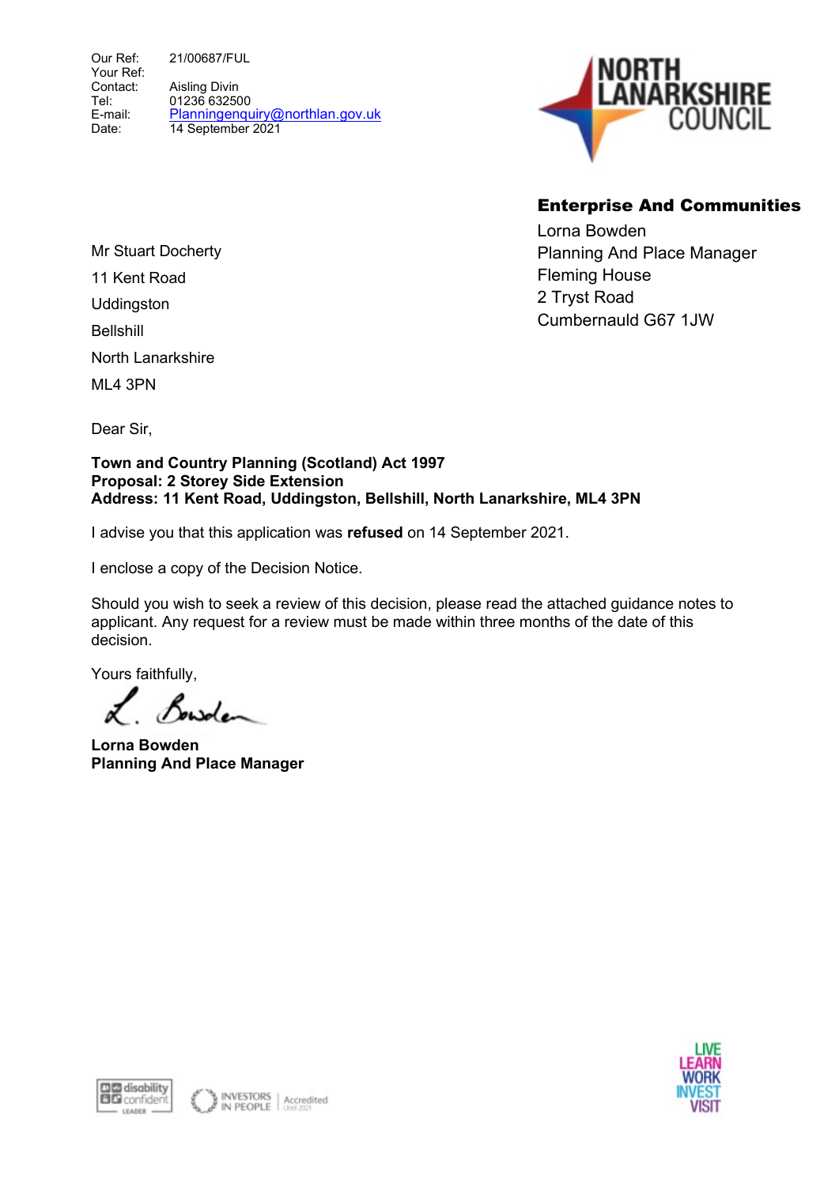Our Ref: 21/00687/FUL
Your Ref:
Contact: Aisling Divin
Tel: 01236 632500
E-mail: Planningenquiry@northlan.gov.uk
Date: 14 September 2021

NORTH LANARKSHIRE COUNCIL

**Enterprise And Communities**
Lorna Bowden
Planning And Place Manager
Fleming House
2 Tryst Road
Cumbernauld G67 1JW

Mr Stuart Docherty
11 Kent Road
Uddingston
Bellshill
North Lanarkshire
ML4 3PN

Dear Sir,

**Town and Country Planning (Scotland) Act 1997**
**Proposal: 2 Storey Side Extension**
**Address: 11 Kent Road, Uddingston, Bellshill, North Lanarkshire, ML4 3PN**

I advise you that this application was **refused** on 14 September 2021.

I enclose a copy of the Decision Notice.

Should you wish to seek a review of this decision, please read the attached guidance notes to applicant. Any request for a review must be made within three months of the date of this decision.

Yours faithfully,

L. Bowden

**Lorna Bowden**
**Planning And Place Manager**

disability confident LEADER

INVESTORS IN PEOPLE | Accredited Until 2021

LIVE LEARN WORK INVEST VISIT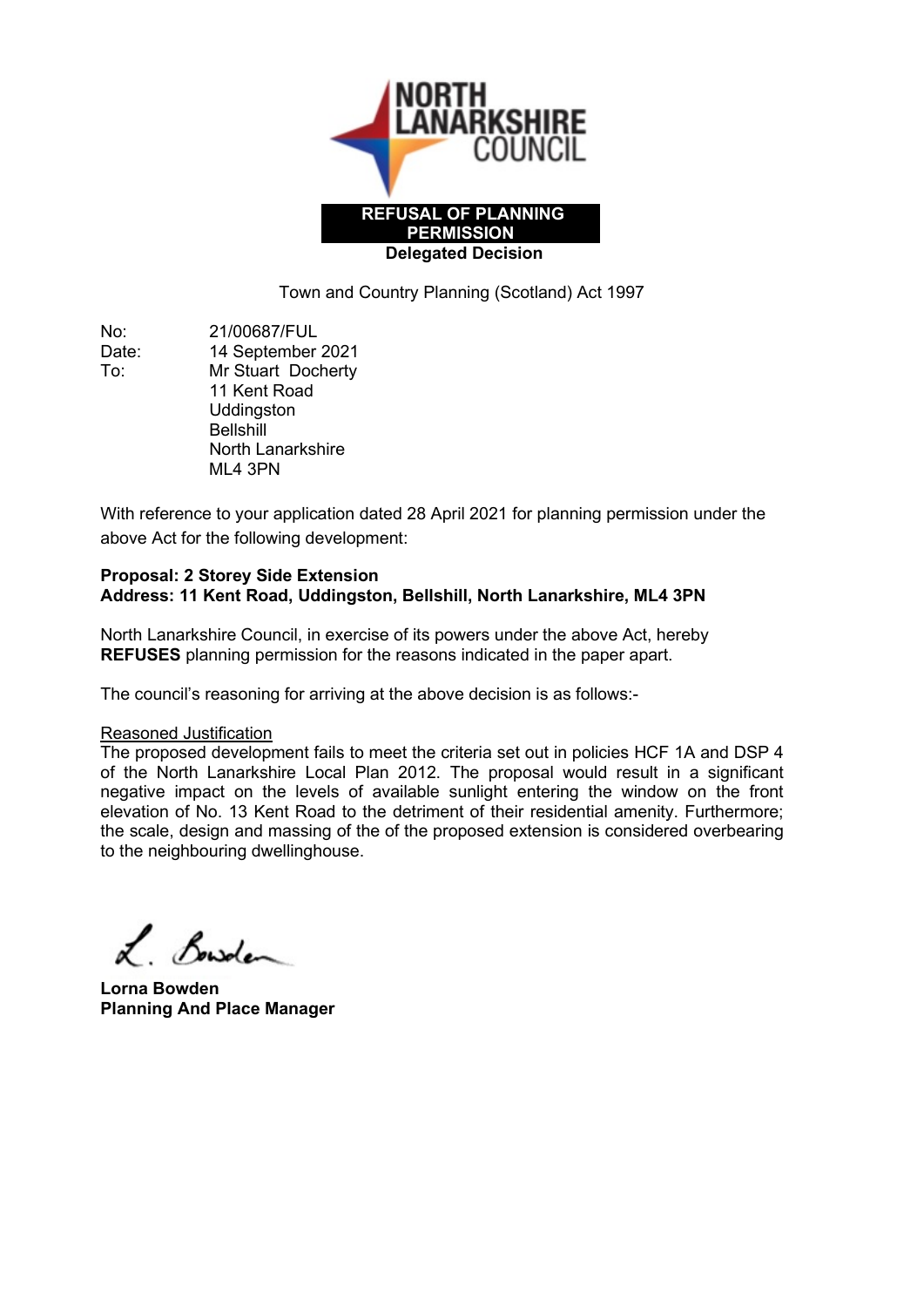NORTH LANARKSHIRE COUNCIL

**REFUSAL OF PLANNING PERMISSION**

**Delegated Decision**

Town and Country Planning (Scotland) Act 1997

No: 21/00687/FUL
Date: 14 September 2021
To: Mr Stuart Docherty
11 Kent Road
Uddingston
Bellshill
North Lanarkshire
ML4 3PN

With reference to your application dated 28 April 2021 for planning permission under the above Act for the following development:

**Proposal: 2 Storey Side Extension**
**Address: 11 Kent Road, Uddingston, Bellshill, North Lanarkshire, ML4 3PN**

North Lanarkshire Council, in exercise of its powers under the above Act, hereby **REFUSES** planning permission for the reasons indicated in the paper apart.

The council's reasoning for arriving at the above decision is as follows:-

Reasoned Justification

The proposed development fails to meet the criteria set out in policies HCF 1A and DSP 4 of the North Lanarkshire Local Plan 2012. The proposal would result in a significant negative impact on the levels of available sunlight entering the window on the front elevation of No. 13 Kent Road to the detriment of their residential amenity. Furthermore; the scale, design and massing of the of the proposed extension is considered overbearing to the neighbouring dwellinghouse.

L. Bowden

**Lorna Bowden**
**Planning And Place Manager**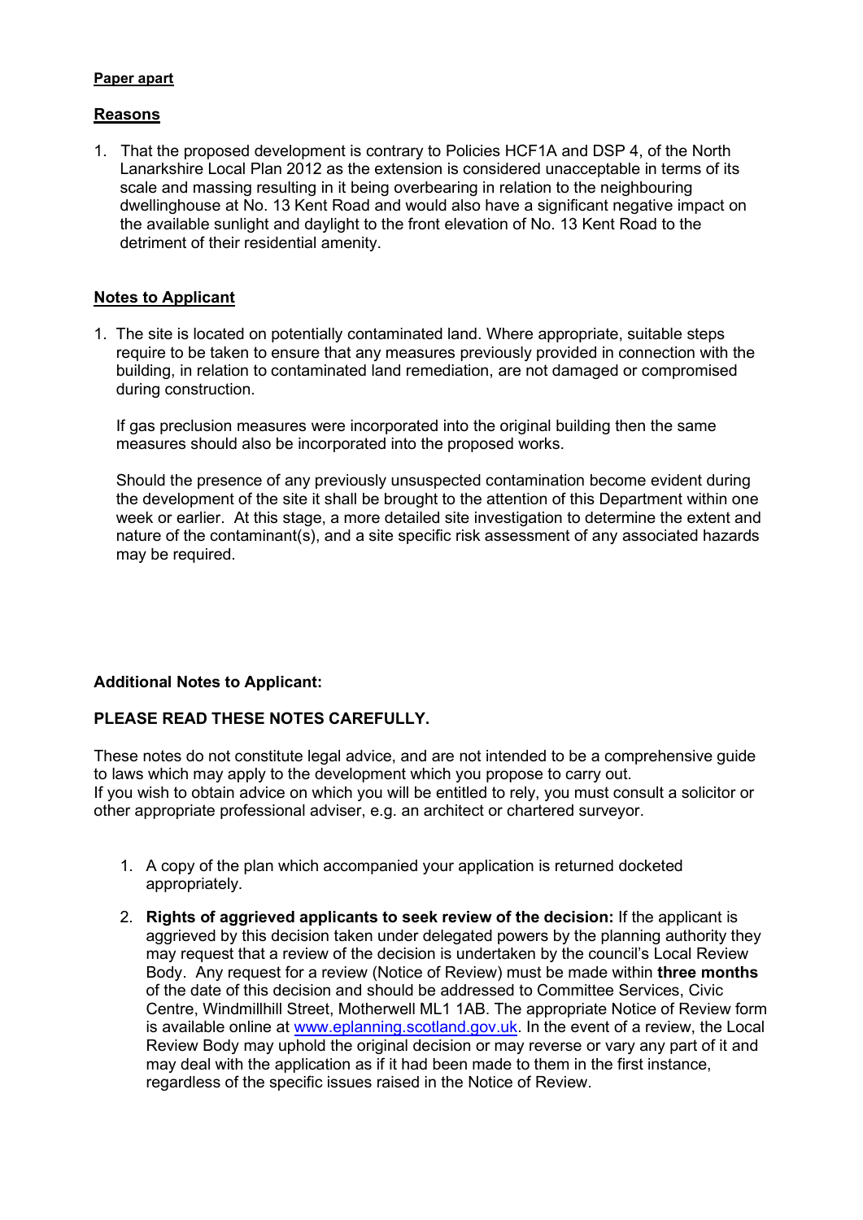**Paper apart**

**Reasons**

1. That the proposed development is contrary to Policies HCF1A and DSP 4, of the North Lanarkshire Local Plan 2012 as the extension is considered unacceptable in terms of its scale and massing resulting in it being overbearing in relation to the neighbouring dwellinghouse at No. 13 Kent Road and would also have a significant negative impact on the available sunlight and daylight to the front elevation of No. 13 Kent Road to the detriment of their residential amenity.

**Notes to Applicant**

1. The site is located on potentially contaminated land. Where appropriate, suitable steps require to be taken to ensure that any measures previously provided in connection with the building, in relation to contaminated land remediation, are not damaged or compromised during construction.

   If gas preclusion measures were incorporated into the original building then the same measures should also be incorporated into the proposed works.

   Should the presence of any previously unsuspected contamination become evident during the development of the site it shall be brought to the attention of this Department within one week or earlier. At this stage, a more detailed site investigation to determine the extent and nature of the contaminant(s), and a site specific risk assessment of any associated hazards may be required.

**Additional Notes to Applicant:**

**PLEASE READ THESE NOTES CAREFULLY.**

These notes do not constitute legal advice, and are not intended to be a comprehensive guide to laws which may apply to the development which you propose to carry out.
If you wish to obtain advice on which you will be entitled to rely, you must consult a solicitor or other appropriate professional adviser, e.g. an architect or chartered surveyor.

1. A copy of the plan which accompanied your application is returned docketed appropriately.

2. **Rights of aggrieved applicants to seek review of the decision:** If the applicant is aggrieved by this decision taken under delegated powers by the planning authority they may request that a review of the decision is undertaken by the council's Local Review Body. Any request for a review (Notice of Review) must be made within **three months** of the date of this decision and should be addressed to Committee Services, Civic Centre, Windmillhill Street, Motherwell ML1 1AB. The appropriate Notice of Review form is available online at www.eplanning.scotland.gov.uk. In the event of a review, the Local Review Body may uphold the original decision or may reverse or vary any part of it and may deal with the application as if it had been made to them in the first instance, regardless of the specific issues raised in the Notice of Review.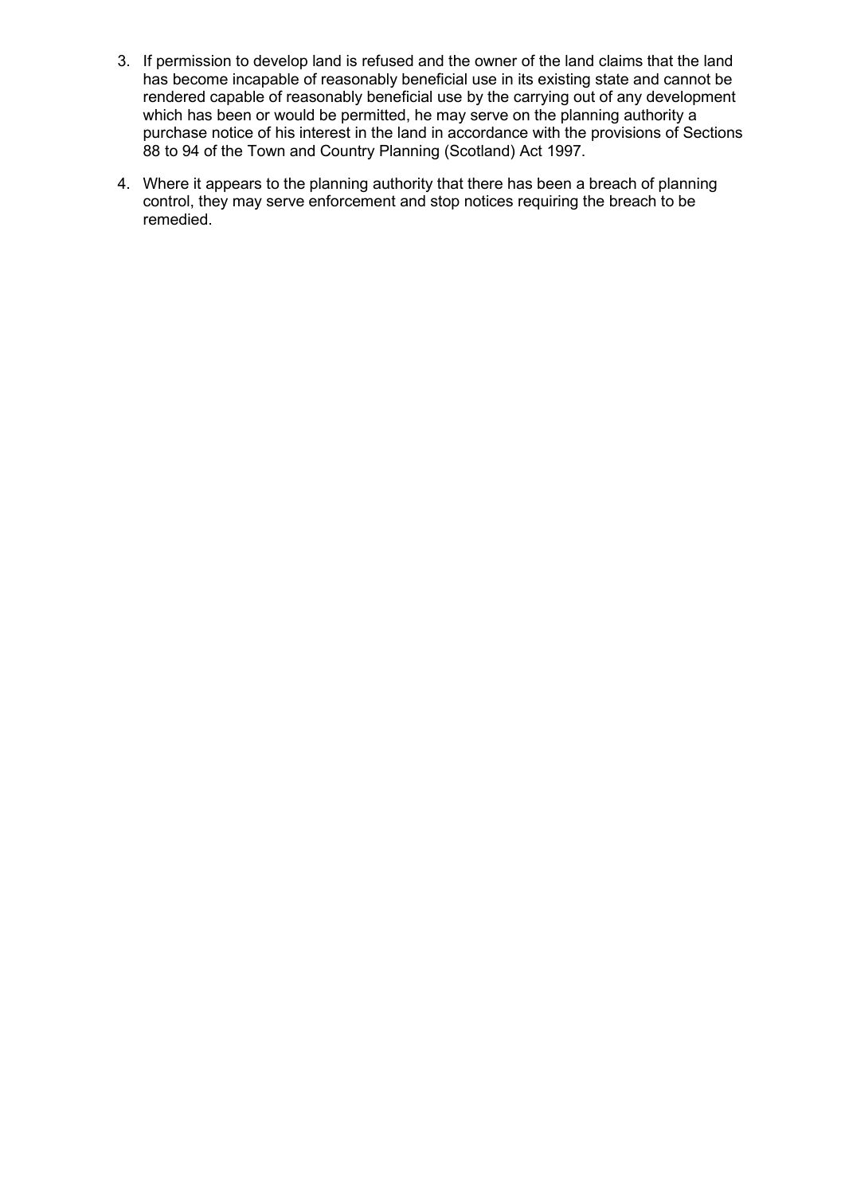3. If permission to develop land is refused and the owner of the land claims that the land has become incapable of reasonably beneficial use in its existing state and cannot be rendered capable of reasonably beneficial use by the carrying out of any development which has been or would be permitted, he may serve on the planning authority a purchase notice of his interest in the land in accordance with the provisions of Sections 88 to 94 of the Town and Country Planning (Scotland) Act 1997.

4. Where it appears to the planning authority that there has been a breach of planning control, they may serve enforcement and stop notices requiring the breach to be remedied.